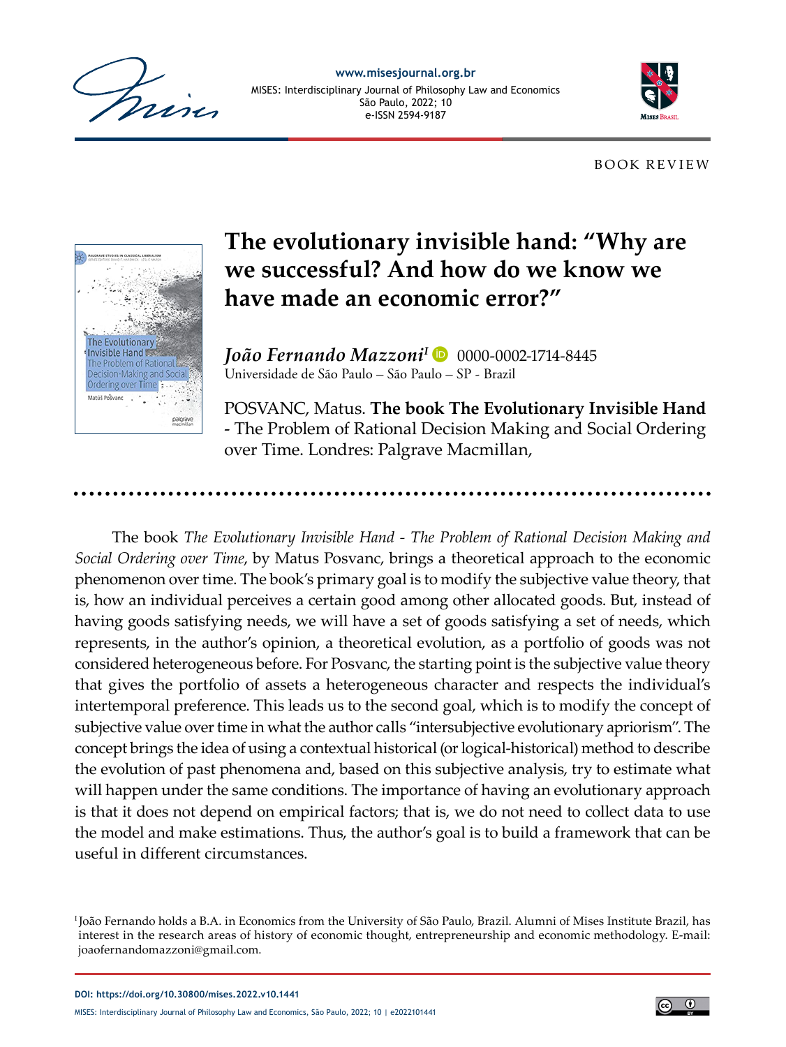BOOK REVIEW

# The evolutionary invisible hand: "Why are we successful? And how do we know we have made an economic error?"

***João Fernando Mazzoni***[1] 0000-0002-1714-8445
Universidade de São Paulo – São Paulo – SP - Brazil

POSVANC, Matus. **The book The Evolutionary Invisible Hand** - The Problem of Rational Decision Making and Social Ordering over Time. Londres: Palgrave Macmillan,

The book *The Evolutionary Invisible Hand - The Problem of Rational Decision Making and Social Ordering over Time*, by Matus Posvanc, brings a theoretical approach to the economic phenomenon over time. The book's primary goal is to modify the subjective value theory, that is, how an individual perceives a certain good among other allocated goods. But, instead of having goods satisfying needs, we will have a set of goods satisfying a set of needs, which represents, in the author's opinion, a theoretical evolution, as a portfolio of goods was not considered heterogeneous before. For Posvanc, the starting point is the subjective value theory that gives the portfolio of assets a heterogeneous character and respects the individual's intertemporal preference. This leads us to the second goal, which is to modify the concept of subjective value over time in what the author calls "intersubjective evolutionary apriorism". The concept brings the idea of using a contextual historical (or logical-historical) method to describe the evolution of past phenomena and, based on this subjective analysis, try to estimate what will happen under the same conditions. The importance of having an evolutionary approach is that it does not depend on empirical factors; that is, we do not need to collect data to use the model and make estimations. Thus, the author's goal is to build a framework that can be useful in different circumstances.

[1] João Fernando holds a B.A. in Economics from the University of São Paulo, Brazil. Alumni of Mises Institute Brazil, has interest in the research areas of history of economic thought, entrepreneurship and economic methodology. E-mail: joaofernandomazzoni@gmail.com.

DOI: https://doi.org/10.30800/mises.2022.v10.1441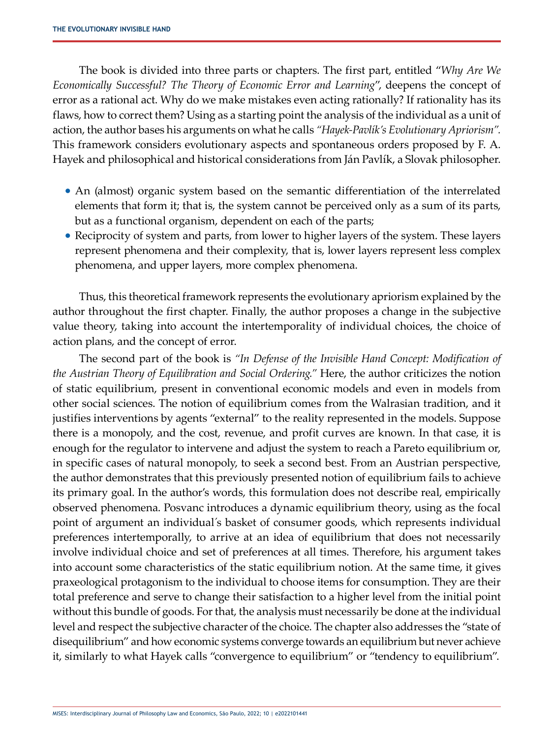The book is divided into three parts or chapters. The first part, entitled "*Why Are We Economically Successful? The Theory of Economic Error and Learning*", deepens the concept of error as a rational act. Why do we make mistakes even acting rationally? If rationality has its flaws, how to correct them? Using as a starting point the analysis of the individual as a unit of action, the author bases his arguments on what he calls *"Hayek-Pavlík's Evolutionary Apriorism".* This framework considers evolutionary aspects and spontaneous orders proposed by F. A. Hayek and philosophical and historical considerations from Ján Pavlík, a Slovak philosopher.

- An (almost) organic system based on the semantic differentiation of the interrelated elements that form it; that is, the system cannot be perceived only as a sum of its parts, but as a functional organism, dependent on each of the parts;
- Reciprocity of system and parts, from lower to higher layers of the system. These layers represent phenomena and their complexity, that is, lower layers represent less complex phenomena, and upper layers, more complex phenomena.

Thus, this theoretical framework represents the evolutionary apriorism explained by the author throughout the first chapter. Finally, the author proposes a change in the subjective value theory, taking into account the intertemporality of individual choices, the choice of action plans, and the concept of error.

The second part of the book is *"In Defense of the Invisible Hand Concept: Modification of the Austrian Theory of Equilibration and Social Ordering."* Here, the author criticizes the notion of static equilibrium, present in conventional economic models and even in models from other social sciences. The notion of equilibrium comes from the Walrasian tradition, and it justifies interventions by agents "external" to the reality represented in the models. Suppose there is a monopoly, and the cost, revenue, and profit curves are known. In that case, it is enough for the regulator to intervene and adjust the system to reach a Pareto equilibrium or, in specific cases of natural monopoly, to seek a second best. From an Austrian perspective, the author demonstrates that this previously presented notion of equilibrium fails to achieve its primary goal. In the author's words, this formulation does not describe real, empirically observed phenomena. Posvanc introduces a dynamic equilibrium theory, using as the focal point of argument an individual´s basket of consumer goods, which represents individual preferences intertemporally, to arrive at an idea of equilibrium that does not necessarily involve individual choice and set of preferences at all times. Therefore, his argument takes into account some characteristics of the static equilibrium notion. At the same time, it gives praxeological protagonism to the individual to choose items for consumption. They are their total preference and serve to change their satisfaction to a higher level from the initial point without this bundle of goods. For that, the analysis must necessarily be done at the individual level and respect the subjective character of the choice. The chapter also addresses the "state of disequilibrium" and how economic systems converge towards an equilibrium but never achieve it, similarly to what Hayek calls "convergence to equilibrium" or "tendency to equilibrium".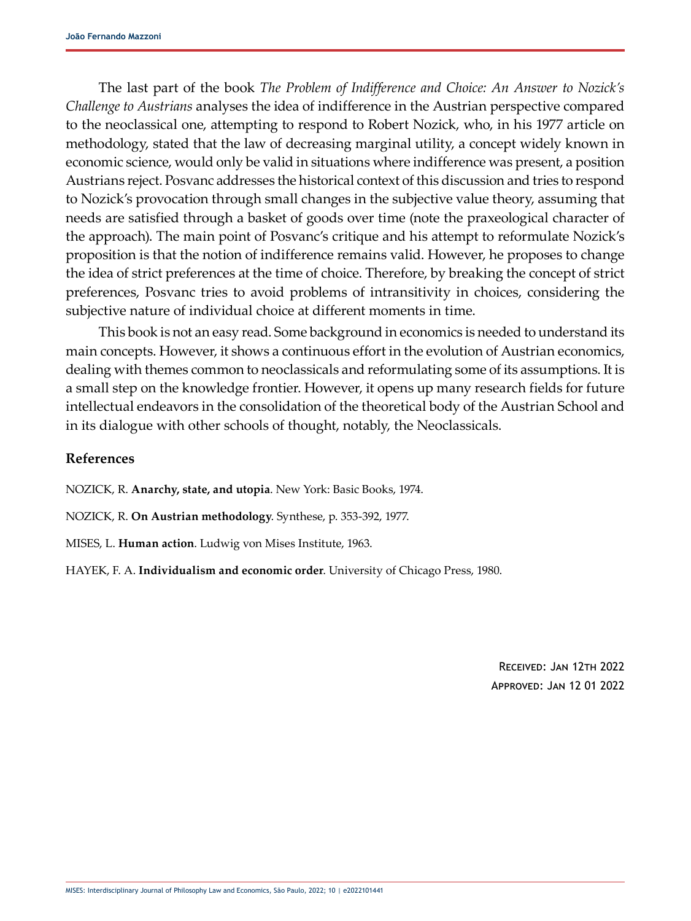The last part of the book *The Problem of Indifference and Choice: An Answer to Nozick's Challenge to Austrians* analyses the idea of indifference in the Austrian perspective compared to the neoclassical one, attempting to respond to Robert Nozick, who, in his 1977 article on methodology, stated that the law of decreasing marginal utility, a concept widely known in economic science, would only be valid in situations where indifference was present, a position Austrians reject. Posvanc addresses the historical context of this discussion and tries to respond to Nozick's provocation through small changes in the subjective value theory, assuming that needs are satisfied through a basket of goods over time (note the praxeological character of the approach). The main point of Posvanc's critique and his attempt to reformulate Nozick's proposition is that the notion of indifference remains valid. However, he proposes to change the idea of strict preferences at the time of choice. Therefore, by breaking the concept of strict preferences, Posvanc tries to avoid problems of intransitivity in choices, considering the subjective nature of individual choice at different moments in time.

This book is not an easy read. Some background in economics is needed to understand its main concepts. However, it shows a continuous effort in the evolution of Austrian economics, dealing with themes common to neoclassicals and reformulating some of its assumptions. It is a small step on the knowledge frontier. However, it opens up many research fields for future intellectual endeavors in the consolidation of the theoretical body of the Austrian School and in its dialogue with other schools of thought, notably, the Neoclassicals.

## References

NOZICK, R. **Anarchy, state, and utopia**. New York: Basic Books, 1974.

NOZICK, R. **On Austrian methodology**. Synthese, p. 353-392, 1977.

MISES, L. **Human action**. Ludwig von Mises Institute, 1963.

HAYEK, F. A. **Individualism and economic order**. University of Chicago Press, 1980.

Received: Jan 12th 2022
Approved: Jan 12 01 2022